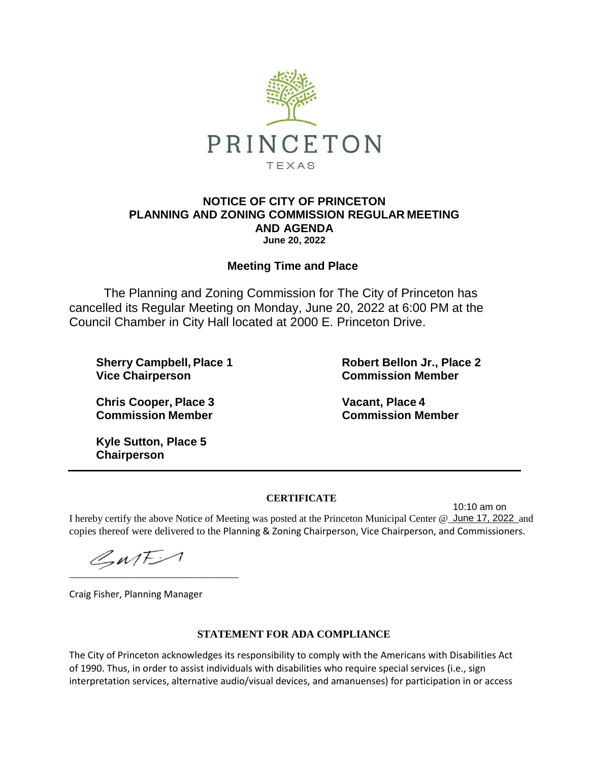PRINCETON

TEXAS

## NOTICE OF CITY OF PRINCETON PLANNING AND ZONING COMMISSION REGULAR MEETING AND AGENDA

**June 20, 2022**

### Meeting Time and Place

The Planning and Zoning Commission for The City of Princeton has cancelled its Regular Meeting on Monday, June 20, 2022 at 6:00 PM at the Council Chamber in City Hall located at 2000 E. Princeton Drive.

**Sherry Campbell, Place 1**
**Vice Chairperson**

**Robert Bellon Jr., Place 2**
**Commission Member**

**Chris Cooper, Place 3**
**Commission Member**

**Vacant, Place 4**
**Commission Member**

**Kyle Sutton, Place 5**
**Chairperson**

---

**CERTIFICATE**

I hereby certify the above Notice of Meeting was posted at the Princeton Municipal Center @ 10:10 am on June 17, 2022 and copies thereof were delivered to the Planning & Zoning Chairperson, Vice Chairperson, and Commissioners.

\_\_\_\_\_\_\_\_\_\_\_\_\_\_\_\_\_\_\_\_\_\_\_\_\_\_\_\_\_\_\_\_

Craig Fisher, Planning Manager

**STATEMENT FOR ADA COMPLIANCE**

The City of Princeton acknowledges its responsibility to comply with the Americans with Disabilities Act of 1990. Thus, in order to assist individuals with disabilities who require special services (i.e., sign interpretation services, alternative audio/visual devices, and amanuenses) for participation in or access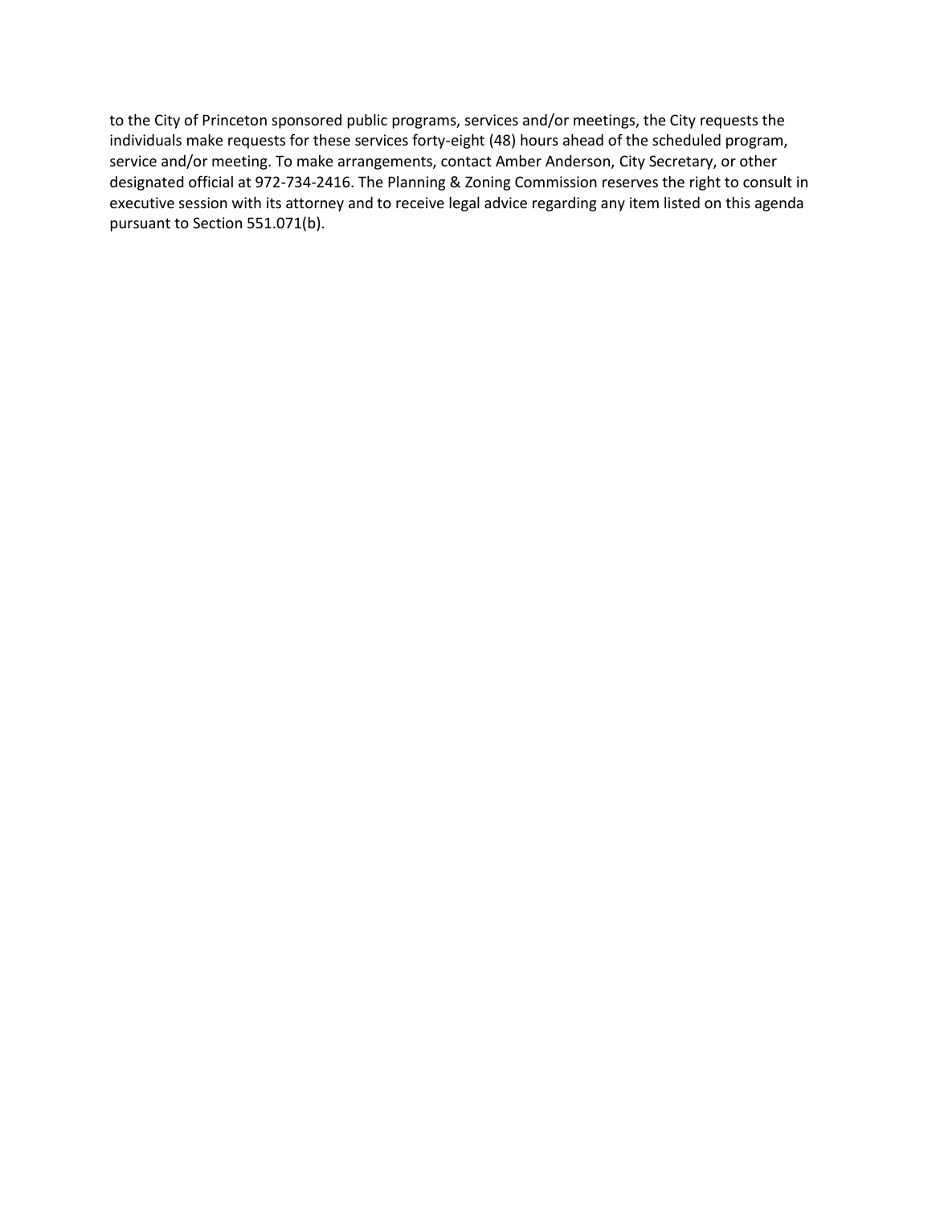to the City of Princeton sponsored public programs, services and/or meetings, the City requests the individuals make requests for these services forty-eight (48) hours ahead of the scheduled program, service and/or meeting. To make arrangements, contact Amber Anderson, City Secretary, or other designated official at 972-734-2416. The Planning & Zoning Commission reserves the right to consult in executive session with its attorney and to receive legal advice regarding any item listed on this agenda pursuant to Section 551.071(b).